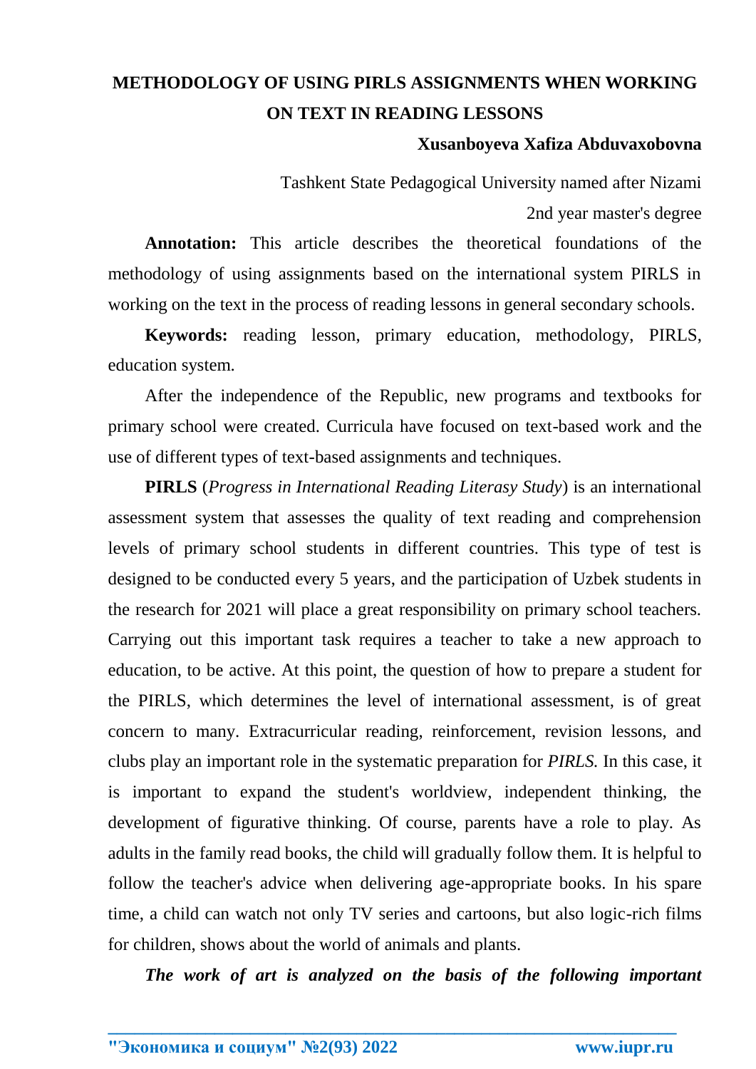# METHODOLOGY OF USING PIRLS ASSIGNMENTS WHEN WORKING ON TEXT IN READING LESSONS

**Xusanboyeva Xafiza Abduvaxobovna**

Tashkent State Pedagogical University named after Nizami

2nd year master's degree

**Annotation:** This article describes the theoretical foundations of the methodology of using assignments based on the international system PIRLS in working on the text in the process of reading lessons in general secondary schools.

**Keywords:** reading lesson, primary education, methodology, PIRLS, education system.

After the independence of the Republic, new programs and textbooks for primary school were created. Curricula have focused on text-based work and the use of different types of text-based assignments and techniques.

**PIRLS** (*Progress in International Reading Literasy Study*) is an international assessment system that assesses the quality of text reading and comprehension levels of primary school students in different countries. This type of test is designed to be conducted every 5 years, and the participation of Uzbek students in the research for 2021 will place a great responsibility on primary school teachers. Carrying out this important task requires a teacher to take a new approach to education, to be active. At this point, the question of how to prepare a student for the PIRLS, which determines the level of international assessment, is of great concern to many. Extracurricular reading, reinforcement, revision lessons, and clubs play an important role in the systematic preparation for *PIRLS.* In this case, it is important to expand the student's worldview, independent thinking, the development of figurative thinking. Of course, parents have a role to play. As adults in the family read books, the child will gradually follow them. It is helpful to follow the teacher's advice when delivering age-appropriate books. In his spare time, a child can watch not only TV series and cartoons, but also logic-rich films for children, shows about the world of animals and plants.

***The work of art is analyzed on the basis of the following important***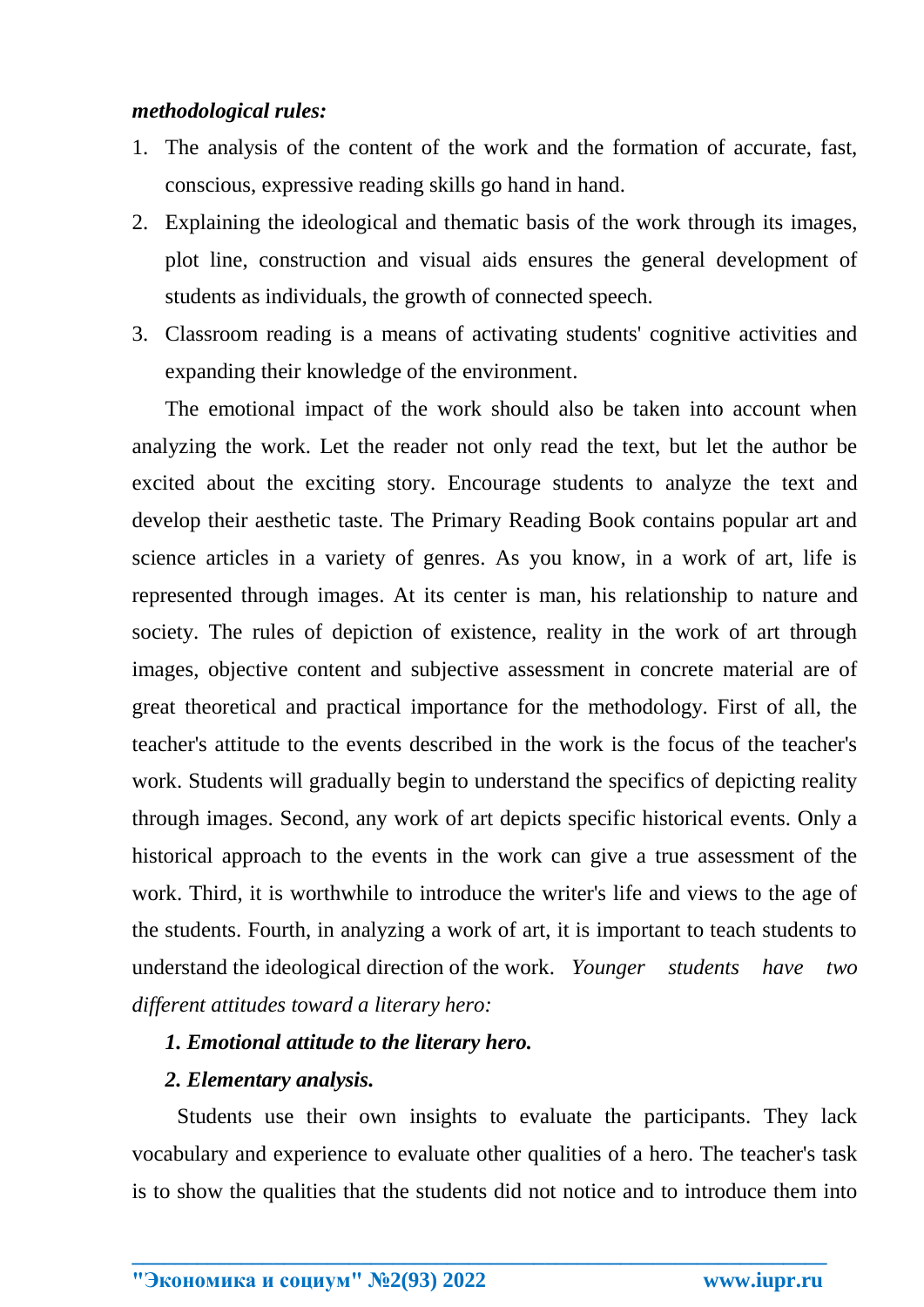*methodological rules:*

1. The analysis of the content of the work and the formation of accurate, fast, conscious, expressive reading skills go hand in hand.
2. Explaining the ideological and thematic basis of the work through its images, plot line, construction and visual aids ensures the general development of students as individuals, the growth of connected speech.
3. Classroom reading is a means of activating students' cognitive activities and expanding their knowledge of the environment.

The emotional impact of the work should also be taken into account when analyzing the work. Let the reader not only read the text, but let the author be excited about the exciting story. Encourage students to analyze the text and develop their aesthetic taste. The Primary Reading Book contains popular art and science articles in a variety of genres. As you know, in a work of art, life is represented through images. At its center is man, his relationship to nature and society. The rules of depiction of existence, reality in the work of art through images, objective content and subjective assessment in concrete material are of great theoretical and practical importance for the methodology. First of all, the teacher's attitude to the events described in the work is the focus of the teacher's work. Students will gradually begin to understand the specifics of depicting reality through images. Second, any work of art depicts specific historical events. Only a historical approach to the events in the work can give a true assessment of the work. Third, it is worthwhile to introduce the writer's life and views to the age of the students. Fourth, in analyzing a work of art, it is important to teach students to understand the ideological direction of the work. *Younger students have two different attitudes toward a literary hero:*

***1. Emotional attitude to the literary hero.***

***2. Elementary analysis.***

Students use their own insights to evaluate the participants. They lack vocabulary and experience to evaluate other qualities of a hero. The teacher's task is to show the qualities that the students did not notice and to introduce them into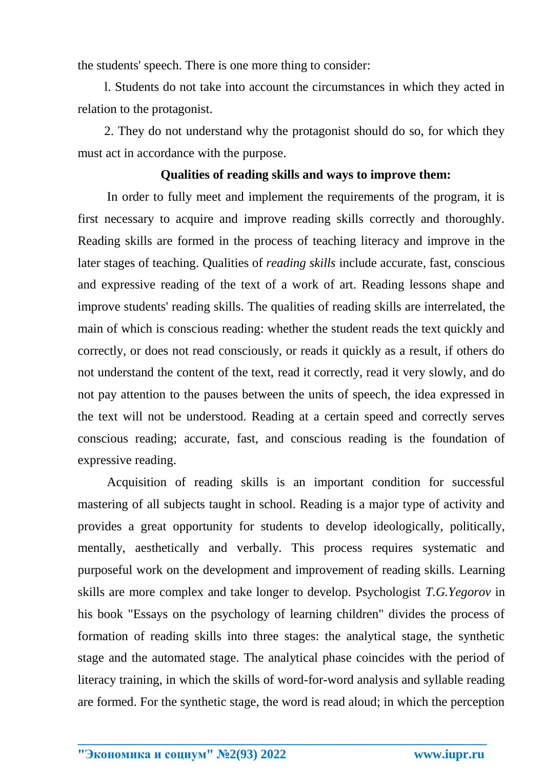the students' speech. There is one more thing to consider:

l. Students do not take into account the circumstances in which they acted in relation to the protagonist.

2. They do not understand why the protagonist should do so, for which they must act in accordance with the purpose.

**Qualities of reading skills and ways to improve them:**

In order to fully meet and implement the requirements of the program, it is first necessary to acquire and improve reading skills correctly and thoroughly. Reading skills are formed in the process of teaching literacy and improve in the later stages of teaching. Qualities of *reading skills* include accurate, fast, conscious and expressive reading of the text of a work of art. Reading lessons shape and improve students' reading skills. The qualities of reading skills are interrelated, the main of which is conscious reading: whether the student reads the text quickly and correctly, or does not read consciously, or reads it quickly as a result, if others do not understand the content of the text, read it correctly, read it very slowly, and do not pay attention to the pauses between the units of speech, the idea expressed in the text will not be understood. Reading at a certain speed and correctly serves conscious reading; accurate, fast, and conscious reading is the foundation of expressive reading.

Acquisition of reading skills is an important condition for successful mastering of all subjects taught in school. Reading is a major type of activity and provides a great opportunity for students to develop ideologically, politically, mentally, aesthetically and verbally. This process requires systematic and purposeful work on the development and improvement of reading skills. Learning skills are more complex and take longer to develop. Psychologist *T.G.Yegorov* in his book "Essays on the psychology of learning children" divides the process of formation of reading skills into three stages: the analytical stage, the synthetic stage and the automated stage. The analytical phase coincides with the period of literacy training, in which the skills of word-for-word analysis and syllable reading are formed. For the synthetic stage, the word is read aloud; in which the perception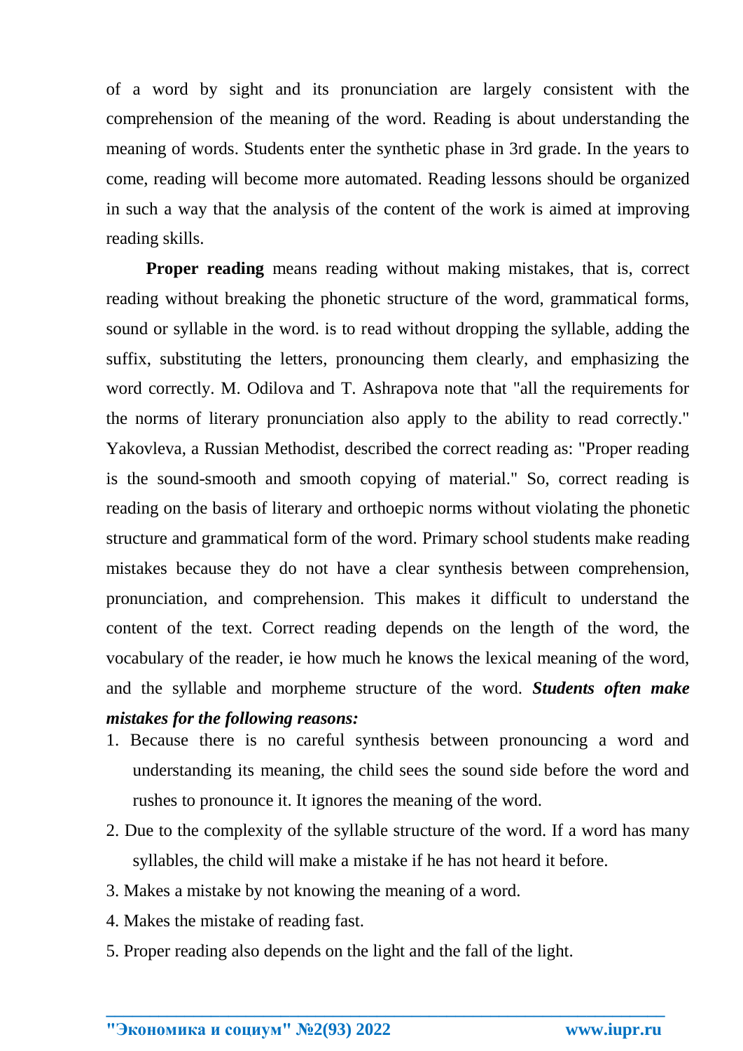of a word by sight and its pronunciation are largely consistent with the comprehension of the meaning of the word. Reading is about understanding the meaning of words. Students enter the synthetic phase in 3rd grade. In the years to come, reading will become more automated. Reading lessons should be organized in such a way that the analysis of the content of the work is aimed at improving reading skills.

**Proper reading** means reading without making mistakes, that is, correct reading without breaking the phonetic structure of the word, grammatical forms, sound or syllable in the word. is to read without dropping the syllable, adding the suffix, substituting the letters, pronouncing them clearly, and emphasizing the word correctly. M. Odilova and T. Ashrapova note that "all the requirements for the norms of literary pronunciation also apply to the ability to read correctly." Yakovleva, a Russian Methodist, described the correct reading as: "Proper reading is the sound-smooth and smooth copying of material." So, correct reading is reading on the basis of literary and orthoepic norms without violating the phonetic structure and grammatical form of the word. Primary school students make reading mistakes because they do not have a clear synthesis between comprehension, pronunciation, and comprehension. This makes it difficult to understand the content of the text. Correct reading depends on the length of the word, the vocabulary of the reader, ie how much he knows the lexical meaning of the word, and the syllable and morpheme structure of the word. ***Students often make mistakes for the following reasons:***

1. Because there is no careful synthesis between pronouncing a word and understanding its meaning, the child sees the sound side before the word and rushes to pronounce it. It ignores the meaning of the word.
2. Due to the complexity of the syllable structure of the word. If a word has many syllables, the child will make a mistake if he has not heard it before.
3. Makes a mistake by not knowing the meaning of a word.
4. Makes the mistake of reading fast.
5. Proper reading also depends on the light and the fall of the light.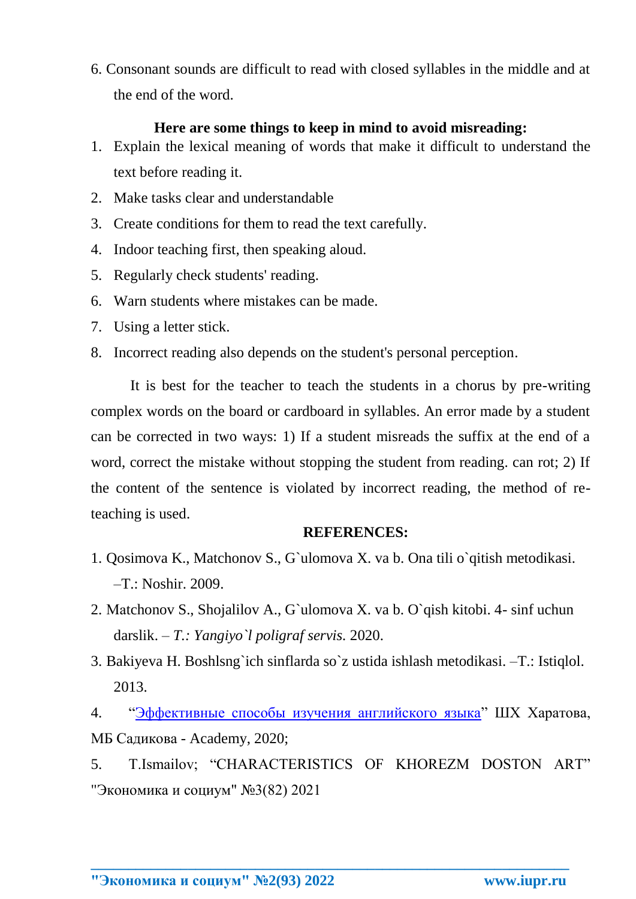6. Consonant sounds are difficult to read with closed syllables in the middle and at the end of the word.

**Here are some things to keep in mind to avoid misreading:**

1. Explain the lexical meaning of words that make it difficult to understand the text before reading it.
2. Make tasks clear and understandable
3. Create conditions for them to read the text carefully.
4. Indoor teaching first, then speaking aloud.
5. Regularly check students' reading.
6. Warn students where mistakes can be made.
7. Using a letter stick.
8. Incorrect reading also depends on the student's personal perception.

It is best for the teacher to teach the students in a chorus by pre-writing complex words on the board or cardboard in syllables. An error made by a student can be corrected in two ways: 1) If a student misreads the suffix at the end of a word, correct the mistake without stopping the student from reading. can rot; 2) If the content of the sentence is violated by incorrect reading, the method of re-teaching is used.

**REFERENCES:**

1. Qosimova K., Matchonov S., G`ulomova X. va b. Ona tili o`qitish metodikasi. –T.: Noshir. 2009.
2. Matchonov S., Shojalilov A., G`ulomova X. va b. O`qish kitobi. 4- sinf uchun darslik. – *T.: Yangiyo`l poligraf servis.* 2020.
3. Bakiyeva H. Boshlsng`ich sinflarda so`z ustida ishlash metodikasi. –T.: Istiqlol. 2013.
4. "Эффективные способы изучения английского языка" ШХ Харатова, МБ Садикова - Academy, 2020;
5. T.Ismailov; "CHARACTERISTICS OF KHOREZM DOSTON ART" "Экономика и социум" №3(82) 2021